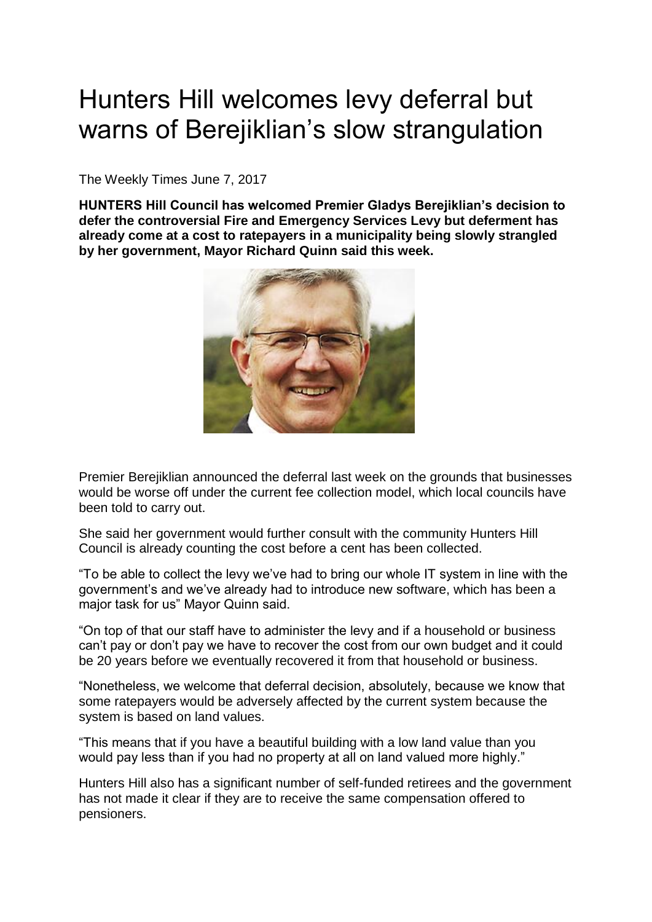# Hunters Hill welcomes levy deferral but warns of Berejiklian's slow strangulation

The Weekly Times June 7, 2017

**HUNTERS Hill Council has welcomed Premier Gladys Berejiklian's decision to defer the controversial Fire and Emergency Services Levy but deferment has already come at a cost to ratepayers in a municipality being slowly strangled by her government, Mayor Richard Quinn said this week.**

Premier Berejiklian announced the deferral last week on the grounds that businesses would be worse off under the current fee collection model, which local councils have been told to carry out.

She said her government would further consult with the community Hunters Hill Council is already counting the cost before a cent has been collected.

"To be able to collect the levy we've had to bring our whole IT system in line with the government's and we've already had to introduce new software, which has been a major task for us" Mayor Quinn said.

"On top of that our staff have to administer the levy and if a household or business can't pay or don't pay we have to recover the cost from our own budget and it could be 20 years before we eventually recovered it from that household or business.

"Nonetheless, we welcome that deferral decision, absolutely, because we know that some ratepayers would be adversely affected by the current system because the system is based on land values.

"This means that if you have a beautiful building with a low land value than you would pay less than if you had no property at all on land valued more highly."

Hunters Hill also has a significant number of self-funded retirees and the government has not made it clear if they are to receive the same compensation offered to pensioners.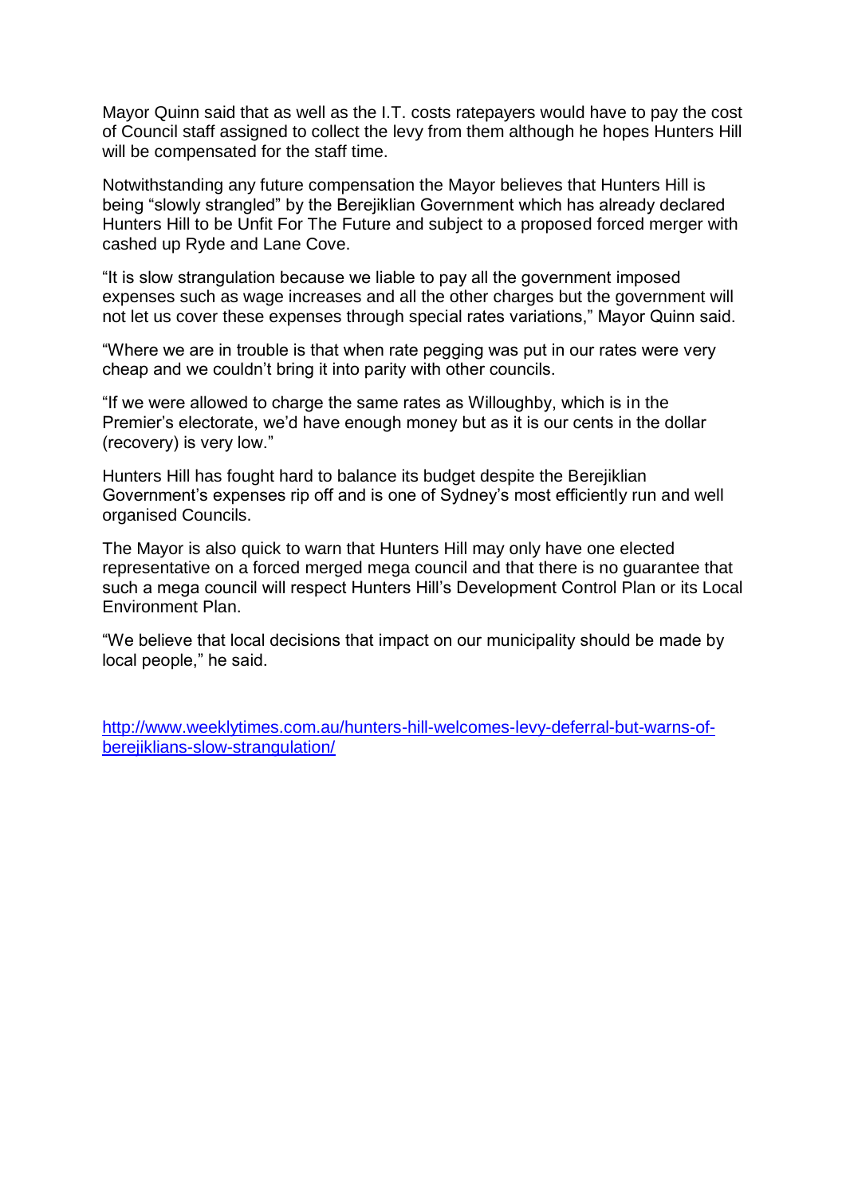Mayor Quinn said that as well as the I.T. costs ratepayers would have to pay the cost of Council staff assigned to collect the levy from them although he hopes Hunters Hill will be compensated for the staff time.

Notwithstanding any future compensation the Mayor believes that Hunters Hill is being "slowly strangled" by the Berejiklian Government which has already declared Hunters Hill to be Unfit For The Future and subject to a proposed forced merger with cashed up Ryde and Lane Cove.

"It is slow strangulation because we liable to pay all the government imposed expenses such as wage increases and all the other charges but the government will not let us cover these expenses through special rates variations," Mayor Quinn said.

"Where we are in trouble is that when rate pegging was put in our rates were very cheap and we couldn't bring it into parity with other councils.

"If we were allowed to charge the same rates as Willoughby, which is in the Premier's electorate, we'd have enough money but as it is our cents in the dollar (recovery) is very low."

Hunters Hill has fought hard to balance its budget despite the Berejiklian Government's expenses rip off and is one of Sydney's most efficiently run and well organised Councils.

The Mayor is also quick to warn that Hunters Hill may only have one elected representative on a forced merged mega council and that there is no guarantee that such a mega council will respect Hunters Hill's Development Control Plan or its Local Environment Plan.

"We believe that local decisions that impact on our municipality should be made by local people," he said.

http://www.weeklytimes.com.au/hunters-hill-welcomes-levy-deferral-but-warns-of-berejiklians-slow-strangulation/